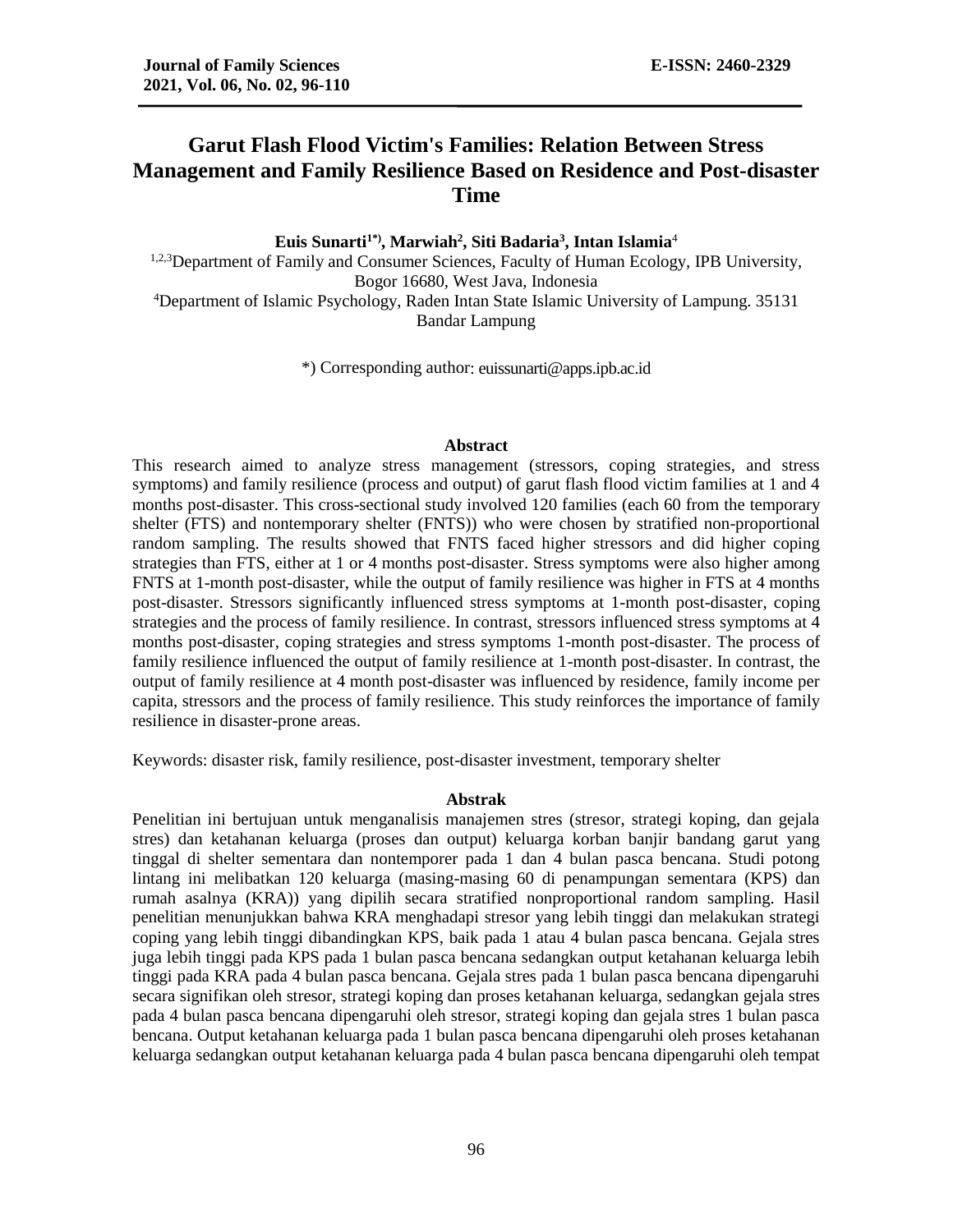# Garut Flash Flood Victim's Families: Relation Between Stress Management and Family Resilience Based on Residence and Post-disaster Time

**Euis Sunarti[1*], Marwiah[2], Siti Badaria[3], Intan Islamia[4]**

[1,2,3]Department of Family and Consumer Sciences, Faculty of Human Ecology, IPB University, Bogor 16680, West Java, Indonesia

[4]Department of Islamic Psychology, Raden Intan State Islamic University of Lampung. 35131 Bandar Lampung

*) Corresponding author: euissunarti@apps.ipb.ac.id

## Abstract

This research aimed to analyze stress management (stressors, coping strategies, and stress symptoms) and family resilience (process and output) of garut flash flood victim families at 1 and 4 months post-disaster. This cross-sectional study involved 120 families (each 60 from the temporary shelter (FTS) and nontemporary shelter (FNTS)) who were chosen by stratified non-proportional random sampling. The results showed that FNTS faced higher stressors and did higher coping strategies than FTS, either at 1 or 4 months post-disaster. Stress symptoms were also higher among FNTS at 1-month post-disaster, while the output of family resilience was higher in FTS at 4 months post-disaster. Stressors significantly influenced stress symptoms at 1-month post-disaster, coping strategies and the process of family resilience. In contrast, stressors influenced stress symptoms at 4 months post-disaster, coping strategies and stress symptoms 1-month post-disaster. The process of family resilience influenced the output of family resilience at 1-month post-disaster. In contrast, the output of family resilience at 4 month post-disaster was influenced by residence, family income per capita, stressors and the process of family resilience. This study reinforces the importance of family resilience in disaster-prone areas.

Keywords: disaster risk, family resilience, post-disaster investment, temporary shelter

## Abstrak

Penelitian ini bertujuan untuk menganalisis manajemen stres (stresor, strategi koping, dan gejala stres) dan ketahanan keluarga (proses dan output) keluarga korban banjir bandang garut yang tinggal di shelter sementara dan nontemporer pada 1 dan 4 bulan pasca bencana. Studi potong lintang ini melibatkan 120 keluarga (masing-masing 60 di penampungan sementara (KPS) dan rumah asalnya (KRA)) yang dipilih secara stratified nonproportional random sampling. Hasil penelitian menunjukkan bahwa KRA menghadapi stresor yang lebih tinggi dan melakukan strategi coping yang lebih tinggi dibandingkan KPS, baik pada 1 atau 4 bulan pasca bencana. Gejala stres juga lebih tinggi pada KPS pada 1 bulan pasca bencana sedangkan output ketahanan keluarga lebih tinggi pada KRA pada 4 bulan pasca bencana. Gejala stres pada 1 bulan pasca bencana dipengaruhi secara signifikan oleh stresor, strategi koping dan proses ketahanan keluarga, sedangkan gejala stres pada 4 bulan pasca bencana dipengaruhi oleh stresor, strategi koping dan gejala stres 1 bulan pasca bencana. Output ketahanan keluarga pada 1 bulan pasca bencana dipengaruhi oleh proses ketahanan keluarga sedangkan output ketahanan keluarga pada 4 bulan pasca bencana dipengaruhi oleh tempat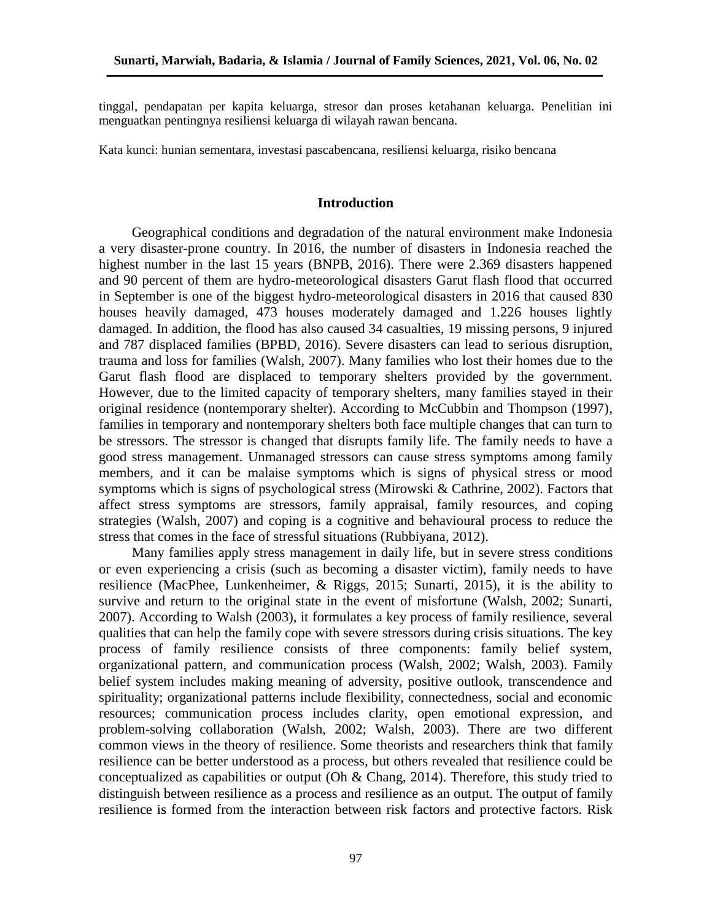tinggal, pendapatan per kapita keluarga, stresor dan proses ketahanan keluarga. Penelitian ini menguatkan pentingnya resiliensi keluarga di wilayah rawan bencana.

Kata kunci: hunian sementara, investasi pascabencana, resiliensi keluarga, risiko bencana

## Introduction

Geographical conditions and degradation of the natural environment make Indonesia a very disaster-prone country. In 2016, the number of disasters in Indonesia reached the highest number in the last 15 years (BNPB, 2016). There were 2.369 disasters happened and 90 percent of them are hydro-meteorological disasters Garut flash flood that occurred in September is one of the biggest hydro-meteorological disasters in 2016 that caused 830 houses heavily damaged, 473 houses moderately damaged and 1.226 houses lightly damaged. In addition, the flood has also caused 34 casualties, 19 missing persons, 9 injured and 787 displaced families (BPBD, 2016). Severe disasters can lead to serious disruption, trauma and loss for families (Walsh, 2007). Many families who lost their homes due to the Garut flash flood are displaced to temporary shelters provided by the government. However, due to the limited capacity of temporary shelters, many families stayed in their original residence (nontemporary shelter). According to McCubbin and Thompson (1997), families in temporary and nontemporary shelters both face multiple changes that can turn to be stressors. The stressor is changed that disrupts family life. The family needs to have a good stress management. Unmanaged stressors can cause stress symptoms among family members, and it can be malaise symptoms which is signs of physical stress or mood symptoms which is signs of psychological stress (Mirowski & Cathrine, 2002). Factors that affect stress symptoms are stressors, family appraisal, family resources, and coping strategies (Walsh, 2007) and coping is a cognitive and behavioural process to reduce the stress that comes in the face of stressful situations (Rubbiyana, 2012).

Many families apply stress management in daily life, but in severe stress conditions or even experiencing a crisis (such as becoming a disaster victim), family needs to have resilience (MacPhee, Lunkenheimer, & Riggs, 2015; Sunarti, 2015), it is the ability to survive and return to the original state in the event of misfortune (Walsh, 2002; Sunarti, 2007). According to Walsh (2003), it formulates a key process of family resilience, several qualities that can help the family cope with severe stressors during crisis situations. The key process of family resilience consists of three components: family belief system, organizational pattern, and communication process (Walsh, 2002; Walsh, 2003). Family belief system includes making meaning of adversity, positive outlook, transcendence and spirituality; organizational patterns include flexibility, connectedness, social and economic resources; communication process includes clarity, open emotional expression, and problem-solving collaboration (Walsh, 2002; Walsh, 2003). There are two different common views in the theory of resilience. Some theorists and researchers think that family resilience can be better understood as a process, but others revealed that resilience could be conceptualized as capabilities or output (Oh & Chang, 2014). Therefore, this study tried to distinguish between resilience as a process and resilience as an output. The output of family resilience is formed from the interaction between risk factors and protective factors. Risk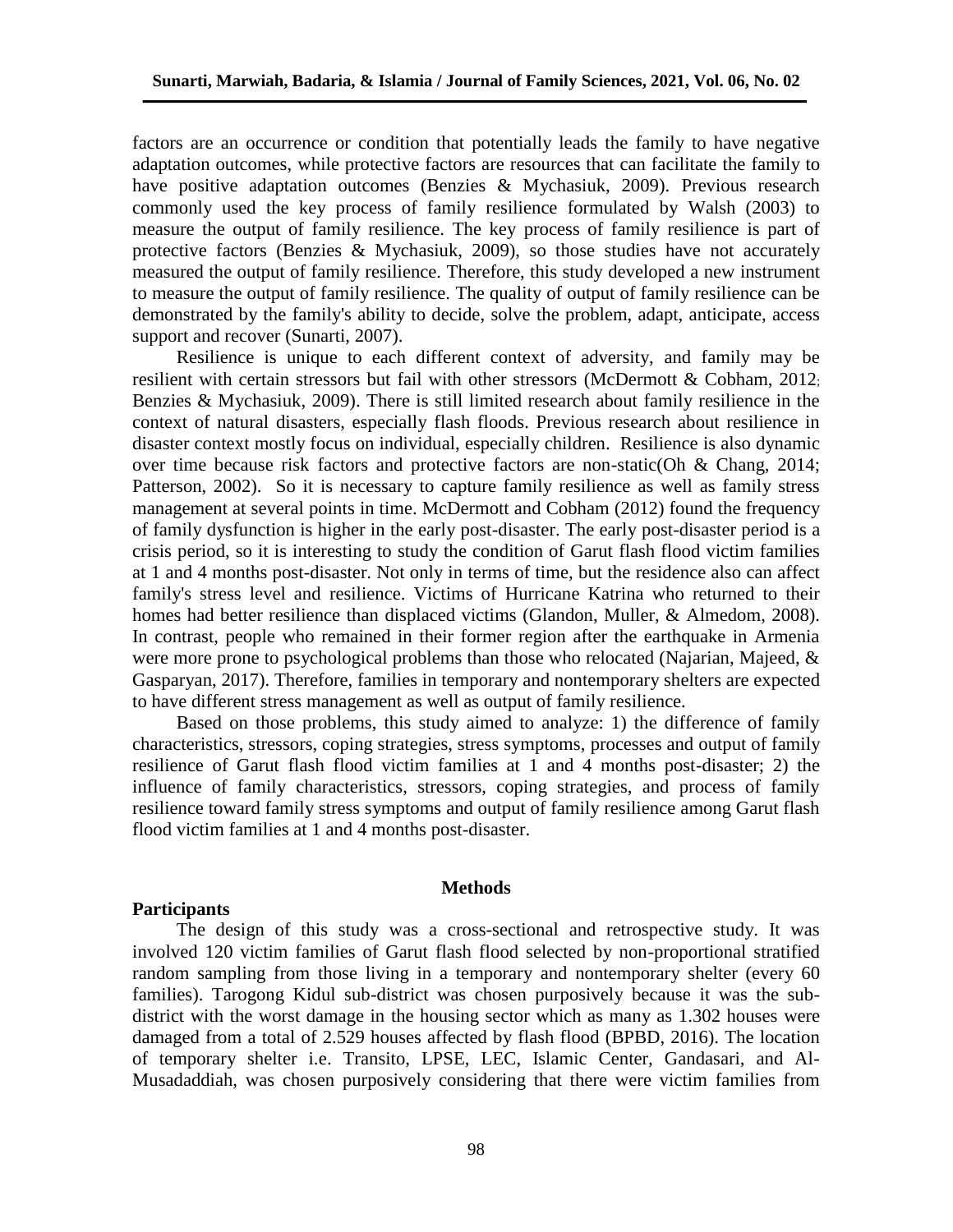factors are an occurrence or condition that potentially leads the family to have negative adaptation outcomes, while protective factors are resources that can facilitate the family to have positive adaptation outcomes (Benzies & Mychasiuk, 2009). Previous research commonly used the key process of family resilience formulated by Walsh (2003) to measure the output of family resilience. The key process of family resilience is part of protective factors (Benzies & Mychasiuk, 2009), so those studies have not accurately measured the output of family resilience. Therefore, this study developed a new instrument to measure the output of family resilience. The quality of output of family resilience can be demonstrated by the family's ability to decide, solve the problem, adapt, anticipate, access support and recover (Sunarti, 2007).

Resilience is unique to each different context of adversity, and family may be resilient with certain stressors but fail with other stressors (McDermott & Cobham, 2012; Benzies & Mychasiuk, 2009). There is still limited research about family resilience in the context of natural disasters, especially flash floods. Previous research about resilience in disaster context mostly focus on individual, especially children. Resilience is also dynamic over time because risk factors and protective factors are non-static(Oh & Chang, 2014; Patterson, 2002). So it is necessary to capture family resilience as well as family stress management at several points in time. McDermott and Cobham (2012) found the frequency of family dysfunction is higher in the early post-disaster. The early post-disaster period is a crisis period, so it is interesting to study the condition of Garut flash flood victim families at 1 and 4 months post-disaster. Not only in terms of time, but the residence also can affect family's stress level and resilience. Victims of Hurricane Katrina who returned to their homes had better resilience than displaced victims (Glandon, Muller, & Almedom, 2008). In contrast, people who remained in their former region after the earthquake in Armenia were more prone to psychological problems than those who relocated (Najarian, Majeed, & Gasparyan, 2017). Therefore, families in temporary and nontemporary shelters are expected to have different stress management as well as output of family resilience.

Based on those problems, this study aimed to analyze: 1) the difference of family characteristics, stressors, coping strategies, stress symptoms, processes and output of family resilience of Garut flash flood victim families at 1 and 4 months post-disaster; 2) the influence of family characteristics, stressors, coping strategies, and process of family resilience toward family stress symptoms and output of family resilience among Garut flash flood victim families at 1 and 4 months post-disaster.

## Methods

### Participants

The design of this study was a cross-sectional and retrospective study. It was involved 120 victim families of Garut flash flood selected by non-proportional stratified random sampling from those living in a temporary and nontemporary shelter (every 60 families). Tarogong Kidul sub-district was chosen purposively because it was the sub-district with the worst damage in the housing sector which as many as 1.302 houses were damaged from a total of 2.529 houses affected by flash flood (BPBD, 2016). The location of temporary shelter i.e. Transito, LPSE, LEC, Islamic Center, Gandasari, and Al-Musadaddiah, was chosen purposively considering that there were victim families from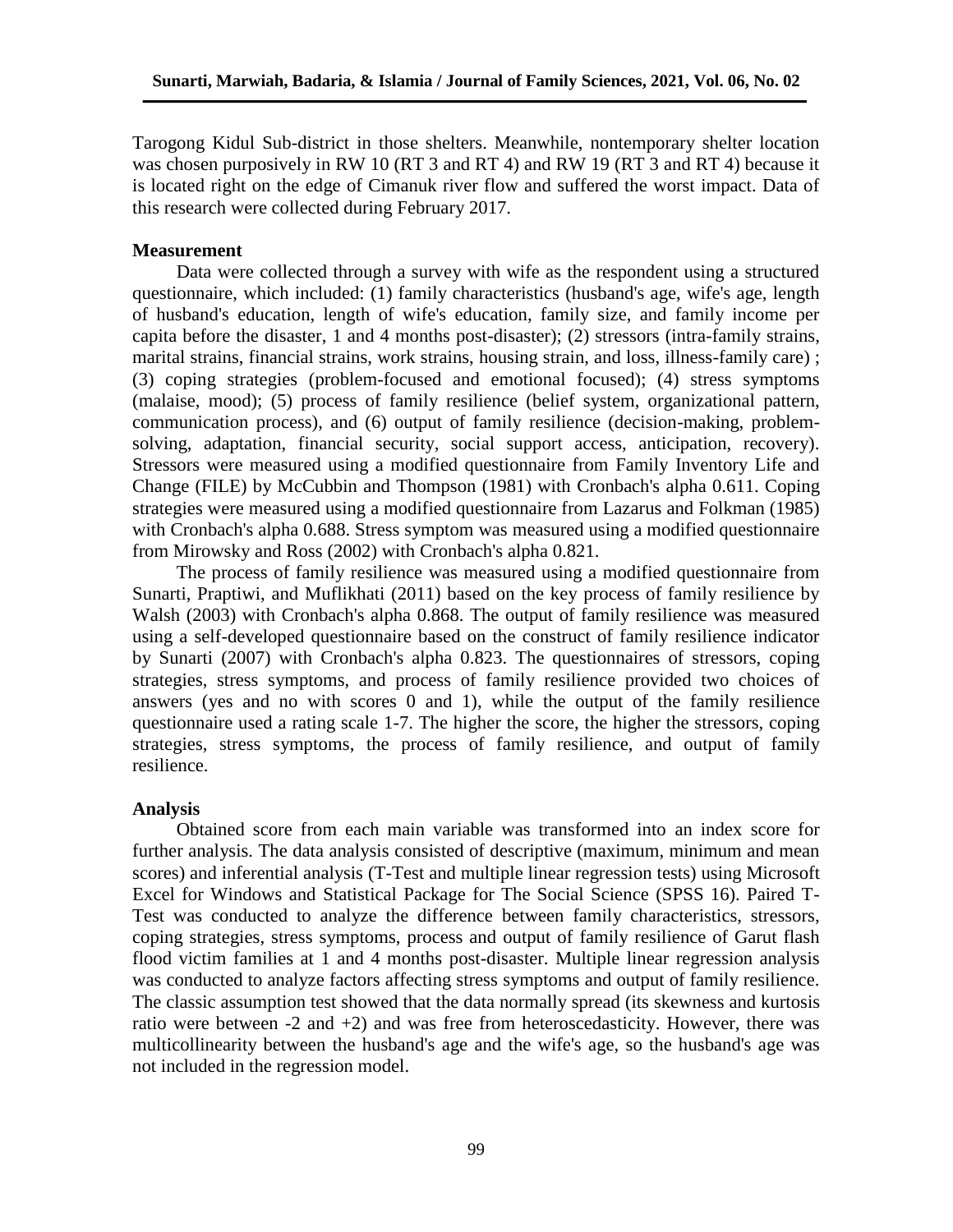Tarogong Kidul Sub-district in those shelters. Meanwhile, nontemporary shelter location was chosen purposively in RW 10 (RT 3 and RT 4) and RW 19 (RT 3 and RT 4) because it is located right on the edge of Cimanuk river flow and suffered the worst impact. Data of this research were collected during February 2017.

**Measurement**

Data were collected through a survey with wife as the respondent using a structured questionnaire, which included: (1) family characteristics (husband's age, wife's age, length of husband's education, length of wife's education, family size, and family income per capita before the disaster, 1 and 4 months post-disaster); (2) stressors (intra-family strains, marital strains, financial strains, work strains, housing strain, and loss, illness-family care) ; (3) coping strategies (problem-focused and emotional focused); (4) stress symptoms (malaise, mood); (5) process of family resilience (belief system, organizational pattern, communication process), and (6) output of family resilience (decision-making, problem-solving, adaptation, financial security, social support access, anticipation, recovery). Stressors were measured using a modified questionnaire from Family Inventory Life and Change (FILE) by McCubbin and Thompson (1981) with Cronbach's alpha 0.611. Coping strategies were measured using a modified questionnaire from Lazarus and Folkman (1985) with Cronbach's alpha 0.688. Stress symptom was measured using a modified questionnaire from Mirowsky and Ross (2002) with Cronbach's alpha 0.821.

The process of family resilience was measured using a modified questionnaire from Sunarti, Praptiwi, and Muflikhati (2011) based on the key process of family resilience by Walsh (2003) with Cronbach's alpha 0.868. The output of family resilience was measured using a self-developed questionnaire based on the construct of family resilience indicator by Sunarti (2007) with Cronbach's alpha 0.823. The questionnaires of stressors, coping strategies, stress symptoms, and process of family resilience provided two choices of answers (yes and no with scores 0 and 1), while the output of the family resilience questionnaire used a rating scale 1-7. The higher the score, the higher the stressors, coping strategies, stress symptoms, the process of family resilience, and output of family resilience.

**Analysis**

Obtained score from each main variable was transformed into an index score for further analysis. The data analysis consisted of descriptive (maximum, minimum and mean scores) and inferential analysis (T-Test and multiple linear regression tests) using Microsoft Excel for Windows and Statistical Package for The Social Science (SPSS 16). Paired T-Test was conducted to analyze the difference between family characteristics, stressors, coping strategies, stress symptoms, process and output of family resilience of Garut flash flood victim families at 1 and 4 months post-disaster. Multiple linear regression analysis was conducted to analyze factors affecting stress symptoms and output of family resilience. The classic assumption test showed that the data normally spread (its skewness and kurtosis ratio were between -2 and +2) and was free from heteroscedasticity. However, there was multicollinearity between the husband's age and the wife's age, so the husband's age was not included in the regression model.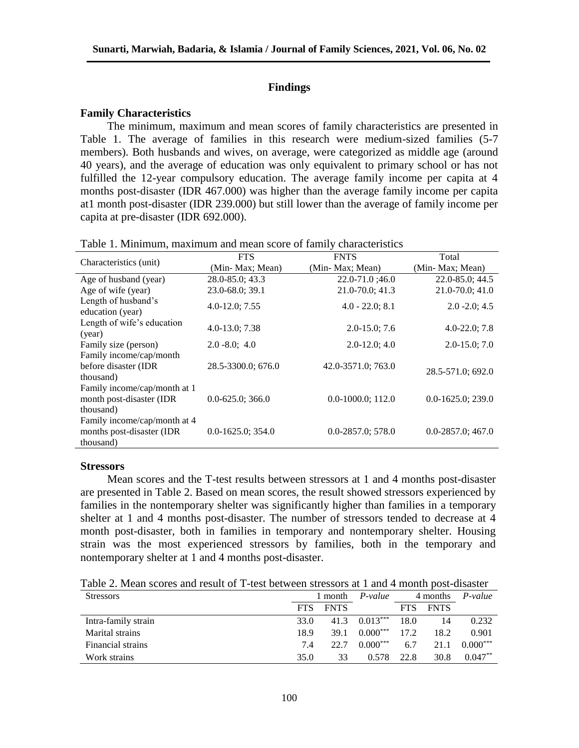## Findings

### Family Characteristics

The minimum, maximum and mean scores of family characteristics are presented in Table 1. The average of families in this research were medium-sized families (5-7 members). Both husbands and wives, on average, were categorized as middle age (around 40 years), and the average of education was only equivalent to primary school or has not fulfilled the 12-year compulsory education. The average family income per capita at 4 months post-disaster (IDR 467.000) was higher than the average family income per capita at1 month post-disaster (IDR 239.000) but still lower than the average of family income per capita at pre-disaster (IDR 692.000).

Table 1. Minimum, maximum and mean score of family characteristics

| Characteristics (unit) | FTS (Min- Max; Mean) | FNTS (Min- Max; Mean) | Total (Min- Max; Mean) |
|---|---|---|---|
| Age of husband (year) | 28.0-85.0; 43.3 | 22.0-71.0 ;46.0 | 22.0-85.0; 44.5 |
| Age of wife (year) | 23.0-68.0; 39.1 | 21.0-70.0; 41.3 | 21.0-70.0; 41.0 |
| Length of husband's education (year) | 4.0-12.0; 7.55 | 4.0 - 22.0; 8.1 | 2.0 -2.0; 4.5 |
| Length of wife's education (year) | 4.0-13.0; 7.38 | 2.0-15.0; 7.6 | 4.0-22.0; 7.8 |
| Family size (person) | 2.0 -8.0; 4.0 | 2.0-12.0; 4.0 | 2.0-15.0; 7.0 |
| Family income/cap/month before disaster (IDR thousand) | 28.5-3300.0; 676.0 | 42.0-3571.0; 763.0 | 28.5-571.0; 692.0 |
| Family income/cap/month at 1 month post-disaster (IDR thousand) | 0.0-625.0; 366.0 | 0.0-1000.0; 112.0 | 0.0-1625.0; 239.0 |
| Family income/cap/month at 4 months post-disaster (IDR thousand) | 0.0-1625.0; 354.0 | 0.0-2857.0; 578.0 | 0.0-2857.0; 467.0 |

### Stressors

Mean scores and the T-test results between stressors at 1 and 4 months post-disaster are presented in Table 2. Based on mean scores, the result showed stressors experienced by families in the nontemporary shelter was significantly higher than families in a temporary shelter at 1 and 4 months post-disaster. The number of stressors tended to decrease at 4 month post-disaster, both in families in temporary and nontemporary shelter. Housing strain was the most experienced stressors by families, both in the temporary and nontemporary shelter at 1 and 4 months post-disaster.

Table 2. Mean scores and result of T-test between stressors at 1 and 4 month post-disaster

| Stressors | 1 month | | *P-value* | 4 months | | *P-value* |
|---|---|---|---|---|---|---|
| | FTS | FNTS | | FTS | FNTS | |
| Intra-family strain | 33.0 | 41.3 | 0.013*** | 18.0 | 14 | 0.232 |
| Marital strains | 18.9 | 39.1 | 0.000*** | 17.2 | 18.2 | 0.901 |
| Financial strains | 7.4 | 22.7 | 0.000*** | 6.7 | 21.1 | 0.000*** |
| Work strains | 35.0 | 33 | 0.578 | 22.8 | 30.8 | 0.047** |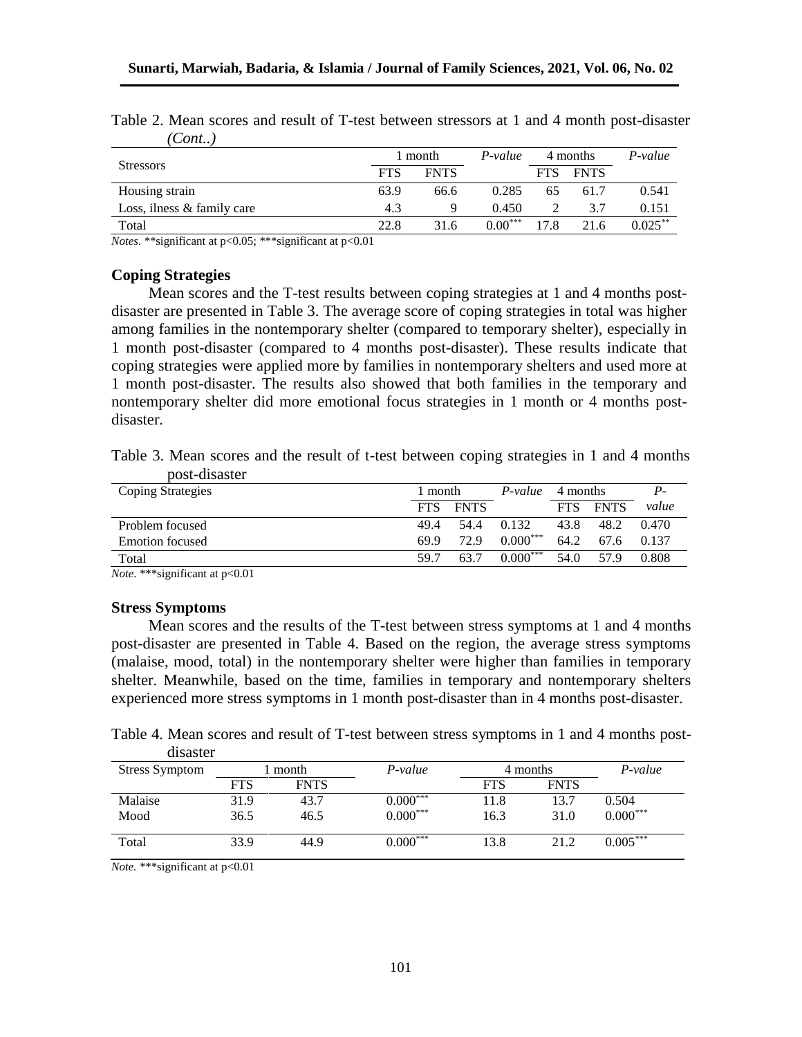Table 2. Mean scores and result of T-test between stressors at 1 and 4 month post-disaster *(Cont..)*

| Stressors | 1 month | | *P-value* | 4 months | | *P-value* |
|---|---|---|---|---|---|---|
| | FTS | FNTS | | FTS | FNTS | |
| Housing strain | 63.9 | 66.6 | 0.285 | 65 | 61.7 | 0.541 |
| Loss, ilness & family care | 4.3 | 9 | 0.450 | 2 | 3.7 | 0.151 |
| Total | 22.8 | 31.6 | 0.00*** | 17.8 | 21.6 | 0.025** |

*Notes*. **significant at p<0.05; ***significant at p<0.01

### Coping Strategies

Mean scores and the T-test results between coping strategies at 1 and 4 months post-disaster are presented in Table 3. The average score of coping strategies in total was higher among families in the nontemporary shelter (compared to temporary shelter), especially in 1 month post-disaster (compared to 4 months post-disaster). These results indicate that coping strategies were applied more by families in nontemporary shelters and used more at 1 month post-disaster. The results also showed that both families in the temporary and nontemporary shelter did more emotional focus strategies in 1 month or 4 months post-disaster.

Table 3. Mean scores and the result of t-test between coping strategies in 1 and 4 months post-disaster

| Coping Strategies | 1 month | | *P-value* | 4 months | | *P-value* |
|---|---|---|---|---|---|---|
| | FTS | FNTS | | FTS | FNTS | |
| Problem focused | 49.4 | 54.4 | 0.132 | 43.8 | 48.2 | 0.470 |
| Emotion focused | 69.9 | 72.9 | 0.000*** | 64.2 | 67.6 | 0.137 |
| Total | 59.7 | 63.7 | 0.000*** | 54.0 | 57.9 | 0.808 |

*Note*. ***significant at p<0.01

### Stress Symptoms

Mean scores and the results of the T-test between stress symptoms at 1 and 4 months post-disaster are presented in Table 4. Based on the region, the average stress symptoms (malaise, mood, total) in the nontemporary shelter were higher than families in temporary shelter. Meanwhile, based on the time, families in temporary and nontemporary shelters experienced more stress symptoms in 1 month post-disaster than in 4 months post-disaster.

Table 4. Mean scores and result of T-test between stress symptoms in 1 and 4 months post-disaster

| Stress Symptom | 1 month | | *P-value* | 4 months | | *P-value* |
|---|---|---|---|---|---|---|
| | FTS | FNTS | | FTS | FNTS | |
| Malaise | 31.9 | 43.7 | 0.000*** | 11.8 | 13.7 | 0.504 |
| Mood | 36.5 | 46.5 | 0.000*** | 16.3 | 31.0 | 0.000*** |
| Total | 33.9 | 44.9 | 0.000*** | 13.8 | 21.2 | 0.005*** |

*Note.* ***significant at p<0.01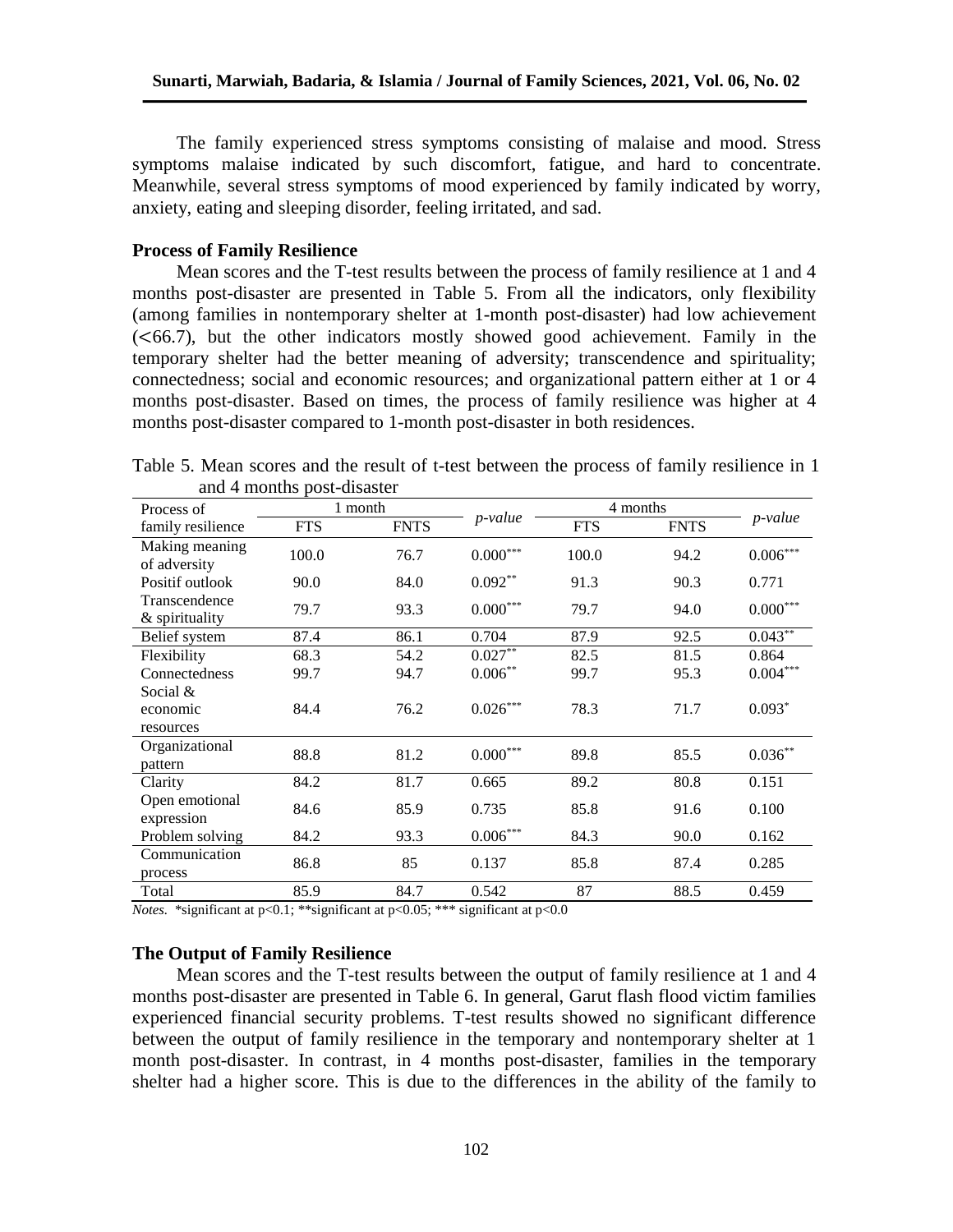The family experienced stress symptoms consisting of malaise and mood. Stress symptoms malaise indicated by such discomfort, fatigue, and hard to concentrate. Meanwhile, several stress symptoms of mood experienced by family indicated by worry, anxiety, eating and sleeping disorder, feeling irritated, and sad.

## Process of Family Resilience

Mean scores and the T-test results between the process of family resilience at 1 and 4 months post-disaster are presented in Table 5. From all the indicators, only flexibility (among families in nontemporary shelter at 1-month post-disaster) had low achievement (<66.7), but the other indicators mostly showed good achievement. Family in the temporary shelter had the better meaning of adversity; transcendence and spirituality; connectedness; social and economic resources; and organizational pattern either at 1 or 4 months post-disaster. Based on times, the process of family resilience was higher at 4 months post-disaster compared to 1-month post-disaster in both residences.

Table 5. Mean scores and the result of t-test between the process of family resilience in 1 and 4 months post-disaster

| Process of family resilience | 1 month | | *p-value* | 4 months | | *p-value* |
|---|---|---|---|---|---|---|
| | FTS | FNTS | | FTS | FNTS | |
| Making meaning of adversity | 100.0 | 76.7 | 0.000*** | 100.0 | 94.2 | 0.006*** |
| Positif outlook | 90.0 | 84.0 | 0.092** | 91.3 | 90.3 | 0.771 |
| Transcendence & spirituality | 79.7 | 93.3 | 0.000*** | 79.7 | 94.0 | 0.000*** |
| Belief system | 87.4 | 86.1 | 0.704 | 87.9 | 92.5 | 0.043** |
| Flexibility | 68.3 | 54.2 | 0.027** | 82.5 | 81.5 | 0.864 |
| Connectedness | 99.7 | 94.7 | 0.006** | 99.7 | 95.3 | 0.004*** |
| Social & economic resources | 84.4 | 76.2 | 0.026*** | 78.3 | 71.7 | 0.093* |
| Organizational pattern | 88.8 | 81.2 | 0.000*** | 89.8 | 85.5 | 0.036** |
| Clarity | 84.2 | 81.7 | 0.665 | 89.2 | 80.8 | 0.151 |
| Open emotional expression | 84.6 | 85.9 | 0.735 | 85.8 | 91.6 | 0.100 |
| Problem solving | 84.2 | 93.3 | 0.006*** | 84.3 | 90.0 | 0.162 |
| Communication process | 86.8 | 85 | 0.137 | 85.8 | 87.4 | 0.285 |
| Total | 85.9 | 84.7 | 0.542 | 87 | 88.5 | 0.459 |

*Notes.* *significant at p<0.1; **significant at p<0.05; *** significant at p<0.0

## The Output of Family Resilience

Mean scores and the T-test results between the output of family resilience at 1 and 4 months post-disaster are presented in Table 6. In general, Garut flash flood victim families experienced financial security problems. T-test results showed no significant difference between the output of family resilience in the temporary and nontemporary shelter at 1 month post-disaster. In contrast, in 4 months post-disaster, families in the temporary shelter had a higher score. This is due to the differences in the ability of the family to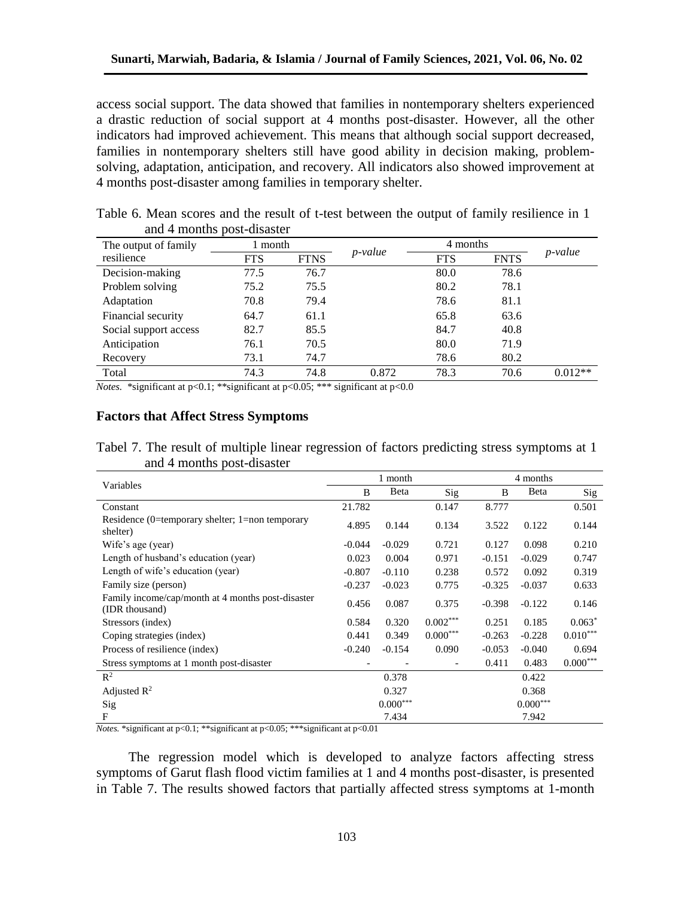access social support. The data showed that families in nontemporary shelters experienced a drastic reduction of social support at 4 months post-disaster. However, all the other indicators had improved achievement. This means that although social support decreased, families in nontemporary shelters still have good ability in decision making, problem-solving, adaptation, anticipation, and recovery. All indicators also showed improvement at 4 months post-disaster among families in temporary shelter.

Table 6. Mean scores and the result of t-test between the output of family resilience in 1 and 4 months post-disaster

| The output of family resilience | 1 month | | *p-value* | 4 months | | *p-value* |
|---|---|---|---|---|---|---|
| | FTS | FTNS | | FTS | FNTS | |
| Decision-making | 77.5 | 76.7 | | 80.0 | 78.6 | |
| Problem solving | 75.2 | 75.5 | | 80.2 | 78.1 | |
| Adaptation | 70.8 | 79.4 | | 78.6 | 81.1 | |
| Financial security | 64.7 | 61.1 | | 65.8 | 63.6 | |
| Social support access | 82.7 | 85.5 | | 84.7 | 40.8 | |
| Anticipation | 76.1 | 70.5 | | 80.0 | 71.9 | |
| Recovery | 73.1 | 74.7 | | 78.6 | 80.2 | |
| Total | 74.3 | 74.8 | 0.872 | 78.3 | 70.6 | 0.012** |

*Notes.* *significant at $p<0.1$; **significant at $p<0.05$; *** significant at $p<0.0$

### Factors that Affect Stress Symptoms

Tabel 7. The result of multiple linear regression of factors predicting stress symptoms at 1 and 4 months post-disaster

| Variables | 1 month | | | 4 months | | |
|---|---|---|---|---|---|---|
| | B | Beta | Sig | B | Beta | Sig |
| Constant | 21.782 | | 0.147 | 8.777 | | 0.501 |
| Residence (0=temporary shelter; 1=non temporary shelter) | 4.895 | 0.144 | 0.134 | 3.522 | 0.122 | 0.144 |
| Wife's age (year) | -0.044 | -0.029 | 0.721 | 0.127 | 0.098 | 0.210 |
| Length of husband's education (year) | 0.023 | 0.004 | 0.971 | -0.151 | -0.029 | 0.747 |
| Length of wife's education (year) | -0.807 | -0.110 | 0.238 | 0.572 | 0.092 | 0.319 |
| Family size (person) | -0.237 | -0.023 | 0.775 | -0.325 | -0.037 | 0.633 |
| Family income/cap/month at 4 months post-disaster (IDR thousand) | 0.456 | 0.087 | 0.375 | -0.398 | -0.122 | 0.146 |
| Stressors (index) | 0.584 | 0.320 | 0.002*** | 0.251 | 0.185 | 0.063* |
| Coping strategies (index) | 0.441 | 0.349 | 0.000*** | -0.263 | -0.228 | 0.010*** |
| Process of resilience (index) | -0.240 | -0.154 | 0.090 | -0.053 | -0.040 | 0.694 |
| Stress symptoms at 1 month post-disaster | - | - | - | 0.411 | 0.483 | 0.000*** |
| $R^2$ | | 0.378 | | | 0.422 | |
| Adjusted $R^2$ | | 0.327 | | | 0.368 | |
| Sig | | 0.000*** | | | 0.000*** | |
| F | | 7.434 | | | 7.942 | |

*Notes.* *significant at $p<0.1$; **significant at $p<0.05$; ***significant at $p<0.01$

The regression model which is developed to analyze factors affecting stress symptoms of Garut flash flood victim families at 1 and 4 months post-disaster, is presented in Table 7. The results showed factors that partially affected stress symptoms at 1-month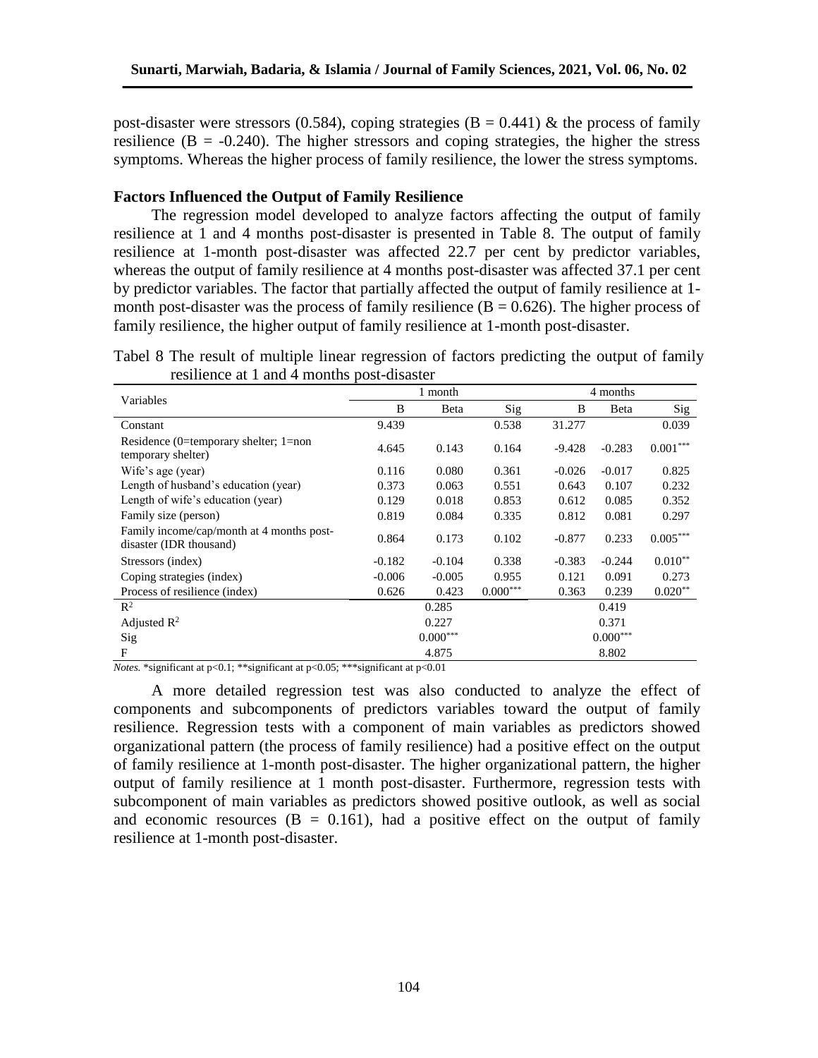post-disaster were stressors (0.584), coping strategies (B = 0.441) & the process of family resilience (B = -0.240). The higher stressors and coping strategies, the higher the stress symptoms. Whereas the higher process of family resilience, the lower the stress symptoms.

### Factors Influenced the Output of Family Resilience

The regression model developed to analyze factors affecting the output of family resilience at 1 and 4 months post-disaster is presented in Table 8. The output of family resilience at 1-month post-disaster was affected 22.7 per cent by predictor variables, whereas the output of family resilience at 4 months post-disaster was affected 37.1 per cent by predictor variables. The factor that partially affected the output of family resilience at 1-month post-disaster was the process of family resilience (B = 0.626). The higher process of family resilience, the higher output of family resilience at 1-month post-disaster.

Tabel 8 The result of multiple linear regression of factors predicting the output of family resilience at 1 and 4 months post-disaster

| Variables | 1 month | | | 4 months | | |
|---|---|---|---|---|---|---|
| | B | Beta | Sig | B | Beta | Sig |
| Constant | 9.439 | | 0.538 | 31.277 | | 0.039 |
| Residence (0=temporary shelter; 1=non temporary shelter) | 4.645 | 0.143 | 0.164 | -9.428 | -0.283 | 0.001*** |
| Wife's age (year) | 0.116 | 0.080 | 0.361 | -0.026 | -0.017 | 0.825 |
| Length of husband's education (year) | 0.373 | 0.063 | 0.551 | 0.643 | 0.107 | 0.232 |
| Length of wife's education (year) | 0.129 | 0.018 | 0.853 | 0.612 | 0.085 | 0.352 |
| Family size (person) | 0.819 | 0.084 | 0.335 | 0.812 | 0.081 | 0.297 |
| Family income/cap/month at 4 months post-disaster (IDR thousand) | 0.864 | 0.173 | 0.102 | -0.877 | 0.233 | 0.005*** |
| Stressors (index) | -0.182 | -0.104 | 0.338 | -0.383 | -0.244 | 0.010** |
| Coping strategies (index) | -0.006 | -0.005 | 0.955 | 0.121 | 0.091 | 0.273 |
| Process of resilience (index) | 0.626 | 0.423 | 0.000*** | 0.363 | 0.239 | 0.020** |
| $R^2$ | | 0.285 | | | 0.419 | |
| Adjusted $R^2$ | | 0.227 | | | 0.371 | |
| Sig | | 0.000*** | | | 0.000*** | |
| F | | 4.875 | | | 8.802 | |

*Notes.* *significant at p<0.1; **significant at p<0.05; ***significant at p<0.01

A more detailed regression test was also conducted to analyze the effect of components and subcomponents of predictors variables toward the output of family resilience. Regression tests with a component of main variables as predictors showed organizational pattern (the process of family resilience) had a positive effect on the output of family resilience at 1-month post-disaster. The higher organizational pattern, the higher output of family resilience at 1 month post-disaster. Furthermore, regression tests with subcomponent of main variables as predictors showed positive outlook, as well as social and economic resources (B = 0.161), had a positive effect on the output of family resilience at 1-month post-disaster.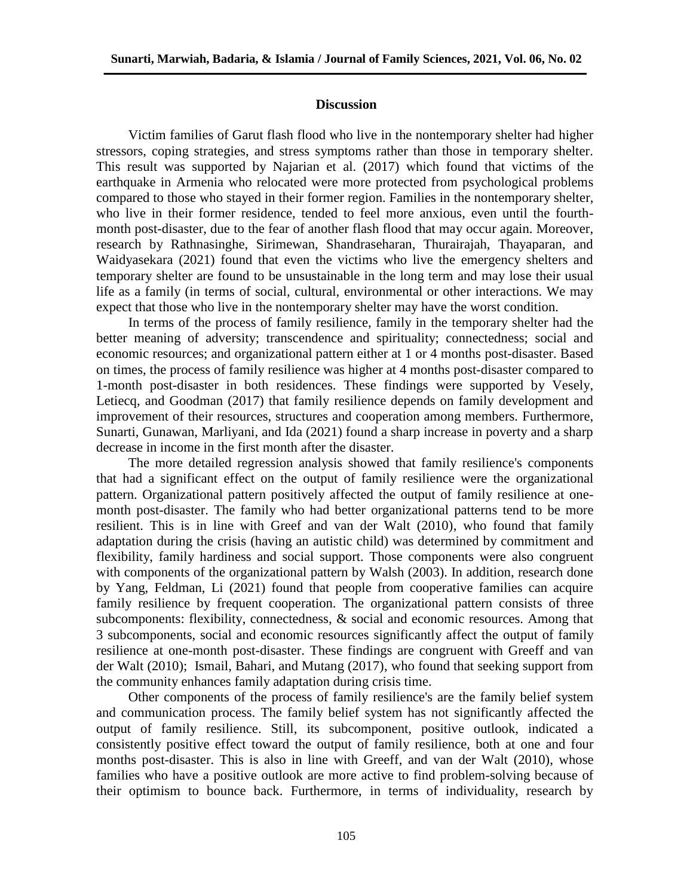## Discussion

Victim families of Garut flash flood who live in the nontemporary shelter had higher stressors, coping strategies, and stress symptoms rather than those in temporary shelter. This result was supported by Najarian et al. (2017) which found that victims of the earthquake in Armenia who relocated were more protected from psychological problems compared to those who stayed in their former region. Families in the nontemporary shelter, who live in their former residence, tended to feel more anxious, even until the fourth-month post-disaster, due to the fear of another flash flood that may occur again. Moreover, research by Rathnasinghe, Sirimewan, Shandraseharan, Thurairajah, Thayaparan, and Waidyasekara (2021) found that even the victims who live the emergency shelters and temporary shelter are found to be unsustainable in the long term and may lose their usual life as a family (in terms of social, cultural, environmental or other interactions. We may expect that those who live in the nontemporary shelter may have the worst condition.

In terms of the process of family resilience, family in the temporary shelter had the better meaning of adversity; transcendence and spirituality; connectedness; social and economic resources; and organizational pattern either at 1 or 4 months post-disaster. Based on times, the process of family resilience was higher at 4 months post-disaster compared to 1-month post-disaster in both residences. These findings were supported by Vesely, Letiecq, and Goodman (2017) that family resilience depends on family development and improvement of their resources, structures and cooperation among members. Furthermore, Sunarti, Gunawan, Marliyani, and Ida (2021) found a sharp increase in poverty and a sharp decrease in income in the first month after the disaster.

The more detailed regression analysis showed that family resilience's components that had a significant effect on the output of family resilience were the organizational pattern. Organizational pattern positively affected the output of family resilience at one-month post-disaster. The family who had better organizational patterns tend to be more resilient. This is in line with Greef and van der Walt (2010), who found that family adaptation during the crisis (having an autistic child) was determined by commitment and flexibility, family hardiness and social support. Those components were also congruent with components of the organizational pattern by Walsh (2003). In addition, research done by Yang, Feldman, Li (2021) found that people from cooperative families can acquire family resilience by frequent cooperation. The organizational pattern consists of three subcomponents: flexibility, connectedness, & social and economic resources. Among that 3 subcomponents, social and economic resources significantly affect the output of family resilience at one-month post-disaster. These findings are congruent with Greeff and van der Walt (2010); Ismail, Bahari, and Mutang (2017), who found that seeking support from the community enhances family adaptation during crisis time.

Other components of the process of family resilience's are the family belief system and communication process. The family belief system has not significantly affected the output of family resilience. Still, its subcomponent, positive outlook, indicated a consistently positive effect toward the output of family resilience, both at one and four months post-disaster. This is also in line with Greeff, and van der Walt (2010), whose families who have a positive outlook are more active to find problem-solving because of their optimism to bounce back. Furthermore, in terms of individuality, research by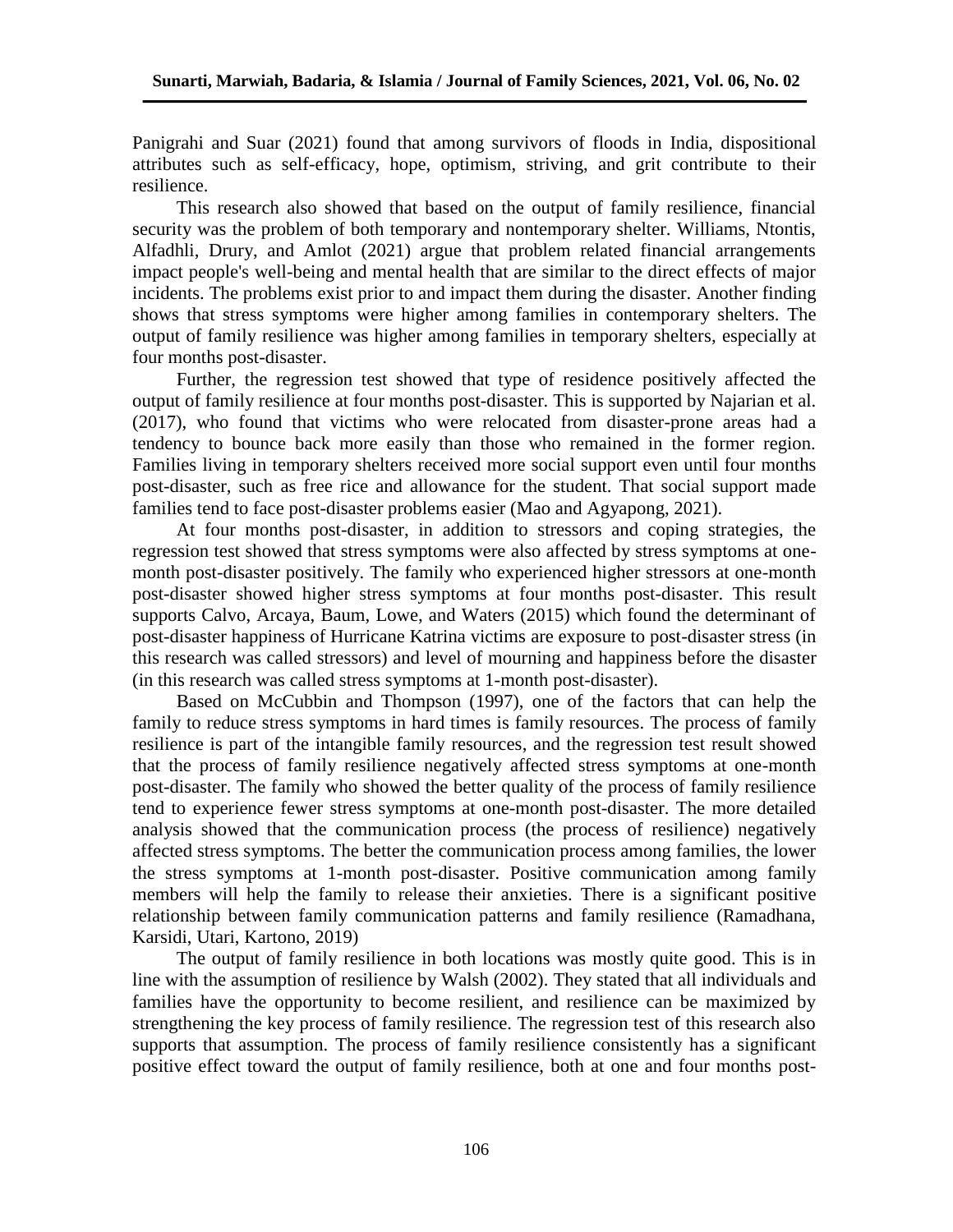Panigrahi and Suar (2021) found that among survivors of floods in India, dispositional attributes such as self-efficacy, hope, optimism, striving, and grit contribute to their resilience.

This research also showed that based on the output of family resilience, financial security was the problem of both temporary and nontemporary shelter. Williams, Ntontis, Alfadhli, Drury, and Amlot (2021) argue that problem related financial arrangements impact people's well-being and mental health that are similar to the direct effects of major incidents. The problems exist prior to and impact them during the disaster. Another finding shows that stress symptoms were higher among families in contemporary shelters. The output of family resilience was higher among families in temporary shelters, especially at four months post-disaster.

Further, the regression test showed that type of residence positively affected the output of family resilience at four months post-disaster. This is supported by Najarian et al. (2017), who found that victims who were relocated from disaster-prone areas had a tendency to bounce back more easily than those who remained in the former region. Families living in temporary shelters received more social support even until four months post-disaster, such as free rice and allowance for the student. That social support made families tend to face post-disaster problems easier (Mao and Agyapong, 2021).

At four months post-disaster, in addition to stressors and coping strategies, the regression test showed that stress symptoms were also affected by stress symptoms at one-month post-disaster positively. The family who experienced higher stressors at one-month post-disaster showed higher stress symptoms at four months post-disaster. This result supports Calvo, Arcaya, Baum, Lowe, and Waters (2015) which found the determinant of post-disaster happiness of Hurricane Katrina victims are exposure to post-disaster stress (in this research was called stressors) and level of mourning and happiness before the disaster (in this research was called stress symptoms at 1-month post-disaster).

Based on McCubbin and Thompson (1997), one of the factors that can help the family to reduce stress symptoms in hard times is family resources. The process of family resilience is part of the intangible family resources, and the regression test result showed that the process of family resilience negatively affected stress symptoms at one-month post-disaster. The family who showed the better quality of the process of family resilience tend to experience fewer stress symptoms at one-month post-disaster. The more detailed analysis showed that the communication process (the process of resilience) negatively affected stress symptoms. The better the communication process among families, the lower the stress symptoms at 1-month post-disaster. Positive communication among family members will help the family to release their anxieties. There is a significant positive relationship between family communication patterns and family resilience (Ramadhana, Karsidi, Utari, Kartono, 2019)

The output of family resilience in both locations was mostly quite good. This is in line with the assumption of resilience by Walsh (2002). They stated that all individuals and families have the opportunity to become resilient, and resilience can be maximized by strengthening the key process of family resilience. The regression test of this research also supports that assumption. The process of family resilience consistently has a significant positive effect toward the output of family resilience, both at one and four months post-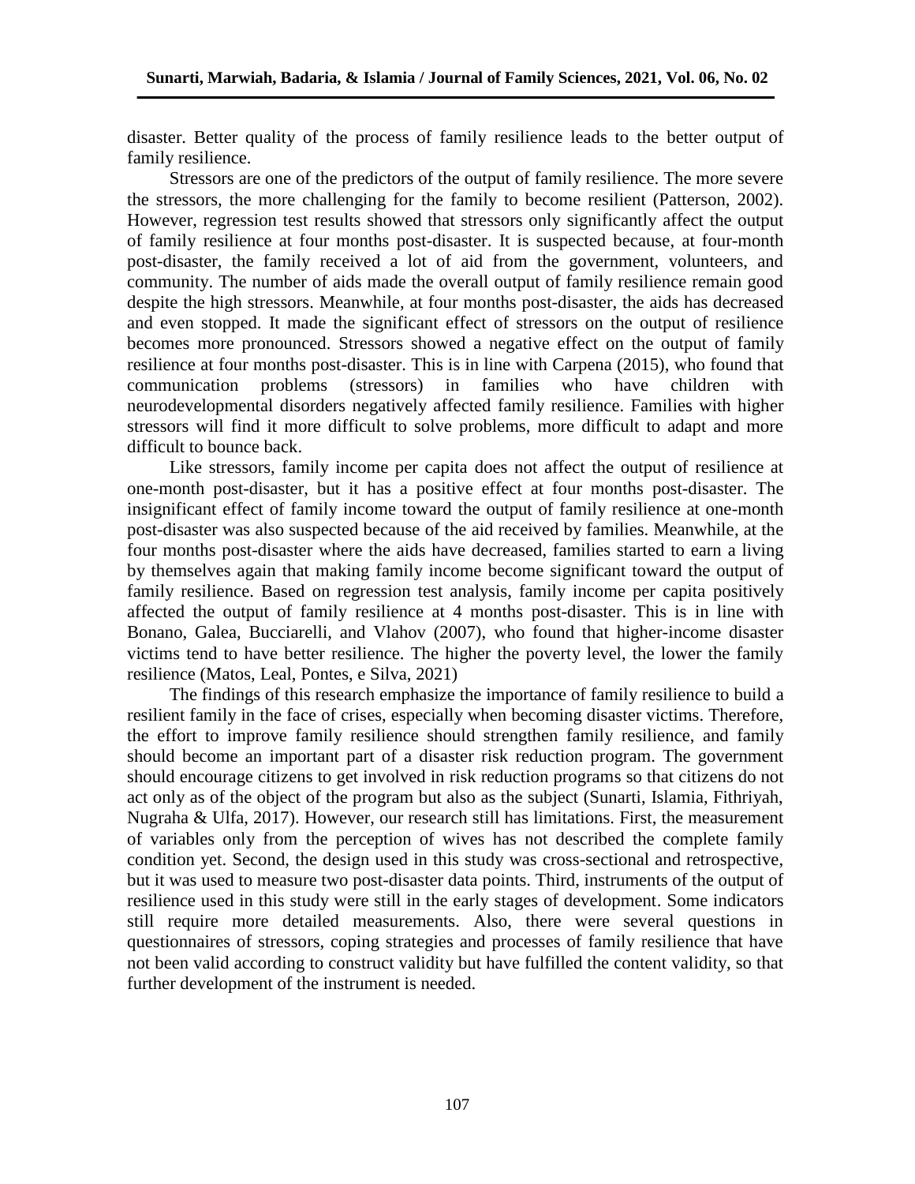disaster. Better quality of the process of family resilience leads to the better output of family resilience.

Stressors are one of the predictors of the output of family resilience. The more severe the stressors, the more challenging for the family to become resilient (Patterson, 2002). However, regression test results showed that stressors only significantly affect the output of family resilience at four months post-disaster. It is suspected because, at four-month post-disaster, the family received a lot of aid from the government, volunteers, and community. The number of aids made the overall output of family resilience remain good despite the high stressors. Meanwhile, at four months post-disaster, the aids has decreased and even stopped. It made the significant effect of stressors on the output of resilience becomes more pronounced. Stressors showed a negative effect on the output of family resilience at four months post-disaster. This is in line with Carpena (2015), who found that communication problems (stressors) in families who have children with neurodevelopmental disorders negatively affected family resilience. Families with higher stressors will find it more difficult to solve problems, more difficult to adapt and more difficult to bounce back.

Like stressors, family income per capita does not affect the output of resilience at one-month post-disaster, but it has a positive effect at four months post-disaster. The insignificant effect of family income toward the output of family resilience at one-month post-disaster was also suspected because of the aid received by families. Meanwhile, at the four months post-disaster where the aids have decreased, families started to earn a living by themselves again that making family income become significant toward the output of family resilience. Based on regression test analysis, family income per capita positively affected the output of family resilience at 4 months post-disaster. This is in line with Bonano, Galea, Bucciarelli, and Vlahov (2007), who found that higher-income disaster victims tend to have better resilience. The higher the poverty level, the lower the family resilience (Matos, Leal, Pontes, e Silva, 2021)

The findings of this research emphasize the importance of family resilience to build a resilient family in the face of crises, especially when becoming disaster victims. Therefore, the effort to improve family resilience should strengthen family resilience, and family should become an important part of a disaster risk reduction program. The government should encourage citizens to get involved in risk reduction programs so that citizens do not act only as of the object of the program but also as the subject (Sunarti, Islamia, Fithriyah, Nugraha & Ulfa, 2017). However, our research still has limitations. First, the measurement of variables only from the perception of wives has not described the complete family condition yet. Second, the design used in this study was cross-sectional and retrospective, but it was used to measure two post-disaster data points. Third, instruments of the output of resilience used in this study were still in the early stages of development. Some indicators still require more detailed measurements. Also, there were several questions in questionnaires of stressors, coping strategies and processes of family resilience that have not been valid according to construct validity but have fulfilled the content validity, so that further development of the instrument is needed.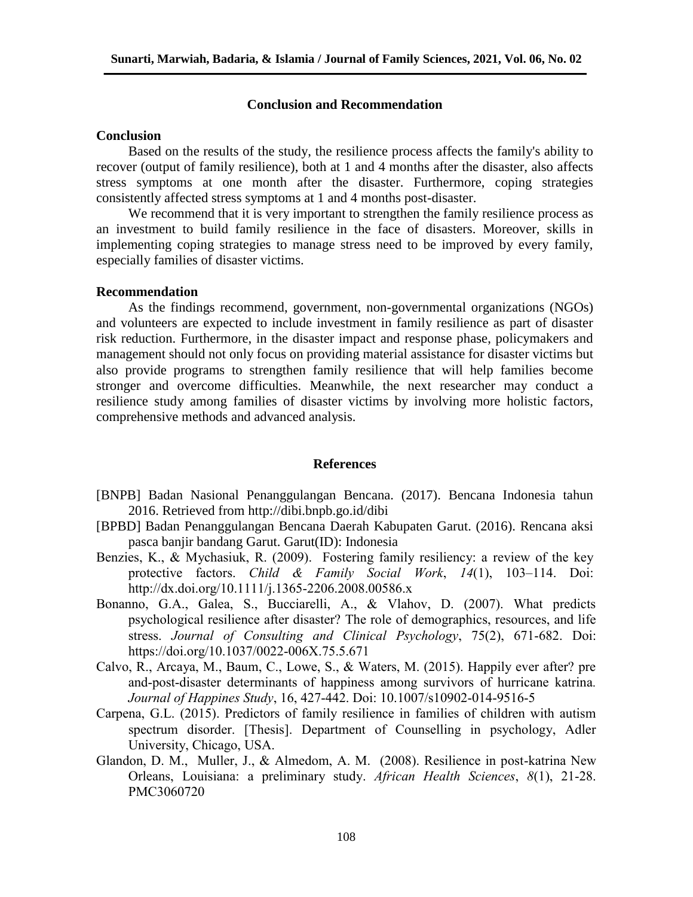## Conclusion and Recommendation

### Conclusion

Based on the results of the study, the resilience process affects the family's ability to recover (output of family resilience), both at 1 and 4 months after the disaster, also affects stress symptoms at one month after the disaster. Furthermore, coping strategies consistently affected stress symptoms at 1 and 4 months post-disaster.

We recommend that it is very important to strengthen the family resilience process as an investment to build family resilience in the face of disasters. Moreover, skills in implementing coping strategies to manage stress need to be improved by every family, especially families of disaster victims.

### Recommendation

As the findings recommend, government, non-governmental organizations (NGOs) and volunteers are expected to include investment in family resilience as part of disaster risk reduction. Furthermore, in the disaster impact and response phase, policymakers and management should not only focus on providing material assistance for disaster victims but also provide programs to strengthen family resilience that will help families become stronger and overcome difficulties. Meanwhile, the next researcher may conduct a resilience study among families of disaster victims by involving more holistic factors, comprehensive methods and advanced analysis.

## References

[BNPB] Badan Nasional Penanggulangan Bencana. (2017). Bencana Indonesia tahun 2016. Retrieved from http://dibi.bnpb.go.id/dibi

[BPBD] Badan Penanggulangan Bencana Daerah Kabupaten Garut. (2016). Rencana aksi pasca banjir bandang Garut. Garut(ID): Indonesia

Benzies, K., & Mychasiuk, R. (2009). Fostering family resiliency: a review of the key protective factors. *Child & Family Social Work*, *14*(1), 103–114. Doi: http://dx.doi.org/10.1111/j.1365-2206.2008.00586.x

Bonanno, G.A., Galea, S., Bucciarelli, A., & Vlahov, D. (2007). What predicts psychological resilience after disaster? The role of demographics, resources, and life stress. *Journal of Consulting and Clinical Psychology*, 75(2), 671-682. Doi: https://doi.org/10.1037/0022-006X.75.5.671

Calvo, R., Arcaya, M., Baum, C., Lowe, S., & Waters, M. (2015). Happily ever after? pre and-post-disaster determinants of happiness among survivors of hurricane katrina. *Journal of Happines Study*, 16, 427-442. Doi: 10.1007/s10902-014-9516-5

Carpena, G.L. (2015). Predictors of family resilience in families of children with autism spectrum disorder. [Thesis]. Department of Counselling in psychology, Adler University, Chicago, USA.

Glandon, D. M., Muller, J., & Almedom, A. M. (2008). Resilience in post-katrina New Orleans, Louisiana: a preliminary study. *African Health Sciences*, *8*(1), 21-28. PMC3060720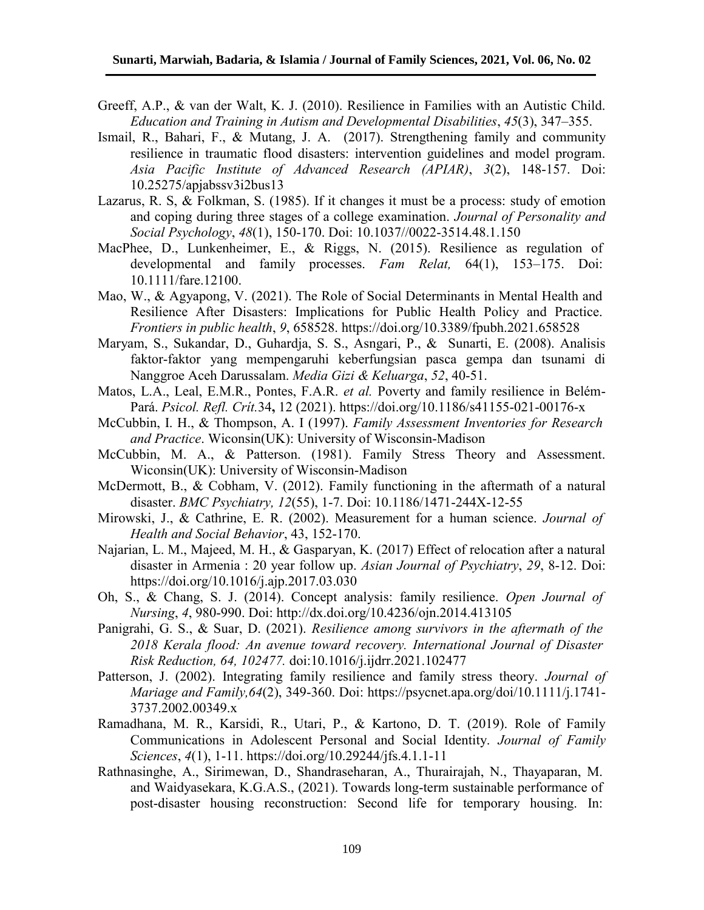Greeff, A.P., & van der Walt, K. J. (2010). Resilience in Families with an Autistic Child. *Education and Training in Autism and Developmental Disabilities*, *45*(3), 347–355.

Ismail, R., Bahari, F., & Mutang, J. A. (2017). Strengthening family and community resilience in traumatic flood disasters: intervention guidelines and model program. *Asia Pacific Institute of Advanced Research (APIAR)*, *3*(2), 148-157. Doi: 10.25275/apjabssv3i2bus13

Lazarus, R. S, & Folkman, S. (1985). If it changes it must be a process: study of emotion and coping during three stages of a college examination. *Journal of Personality and Social Psychology*, *48*(1), 150-170. Doi: 10.1037//0022-3514.48.1.150

MacPhee, D., Lunkenheimer, E., & Riggs, N. (2015). Resilience as regulation of developmental and family processes. *Fam Relat,* 64(1), 153–175. Doi: 10.1111/fare.12100.

Mao, W., & Agyapong, V. (2021). The Role of Social Determinants in Mental Health and Resilience After Disasters: Implications for Public Health Policy and Practice. *Frontiers in public health*, *9*, 658528. https://doi.org/10.3389/fpubh.2021.658528

Maryam, S., Sukandar, D., Guhardja, S. S., Asngari, P., & Sunarti, E. (2008). Analisis faktor-faktor yang mempengaruhi keberfungsian pasca gempa dan tsunami di Nanggroe Aceh Darussalam. *Media Gizi & Keluarga*, *52*, 40-51.

Matos, L.A., Leal, E.M.R., Pontes, F.A.R. *et al.* Poverty and family resilience in Belém-Pará. *Psicol. Refl. Crít.*34**,** 12 (2021). https://doi.org/10.1186/s41155-021-00176-x

McCubbin, I. H., & Thompson, A. I (1997). *Family Assessment Inventories for Research and Practice*. Wiconsin(UK): University of Wisconsin-Madison

McCubbin, M. A., & Patterson. (1981). Family Stress Theory and Assessment. Wiconsin(UK): University of Wisconsin-Madison

McDermott, B., & Cobham, V. (2012). Family functioning in the aftermath of a natural disaster. *BMC Psychiatry, 12*(55), 1-7. Doi: 10.1186/1471-244X-12-55

Mirowski, J., & Cathrine, E. R. (2002). Measurement for a human science. *Journal of Health and Social Behavior*, 43, 152-170.

Najarian, L. M., Majeed, M. H., & Gasparyan, K. (2017) Effect of relocation after a natural disaster in Armenia : 20 year follow up. *Asian Journal of Psychiatry*, *29*, 8-12. Doi: https://doi.org/10.1016/j.ajp.2017.03.030

Oh, S., & Chang, S. J. (2014). Concept analysis: family resilience. *Open Journal of Nursing*, *4*, 980-990. Doi: http://dx.doi.org/10.4236/ojn.2014.413105

Panigrahi, G. S., & Suar, D. (2021). *Resilience among survivors in the aftermath of the 2018 Kerala flood: An avenue toward recovery. International Journal of Disaster Risk Reduction, 64, 102477.* doi:10.1016/j.ijdrr.2021.102477

Patterson, J. (2002). Integrating family resilience and family stress theory. *Journal of Mariage and Family,64*(2), 349-360. Doi: https://psycnet.apa.org/doi/10.1111/j.1741-3737.2002.00349.x

Ramadhana, M. R., Karsidi, R., Utari, P., & Kartono, D. T. (2019). Role of Family Communications in Adolescent Personal and Social Identity. *Journal of Family Sciences*, *4*(1), 1-11. https://doi.org/10.29244/jfs.4.1.1-11

Rathnasinghe, A., Sirimewan, D., Shandraseharan, A., Thurairajah, N., Thayaparan, M. and Waidyasekara, K.G.A.S., (2021). Towards long-term sustainable performance of post-disaster housing reconstruction: Second life for temporary housing. In: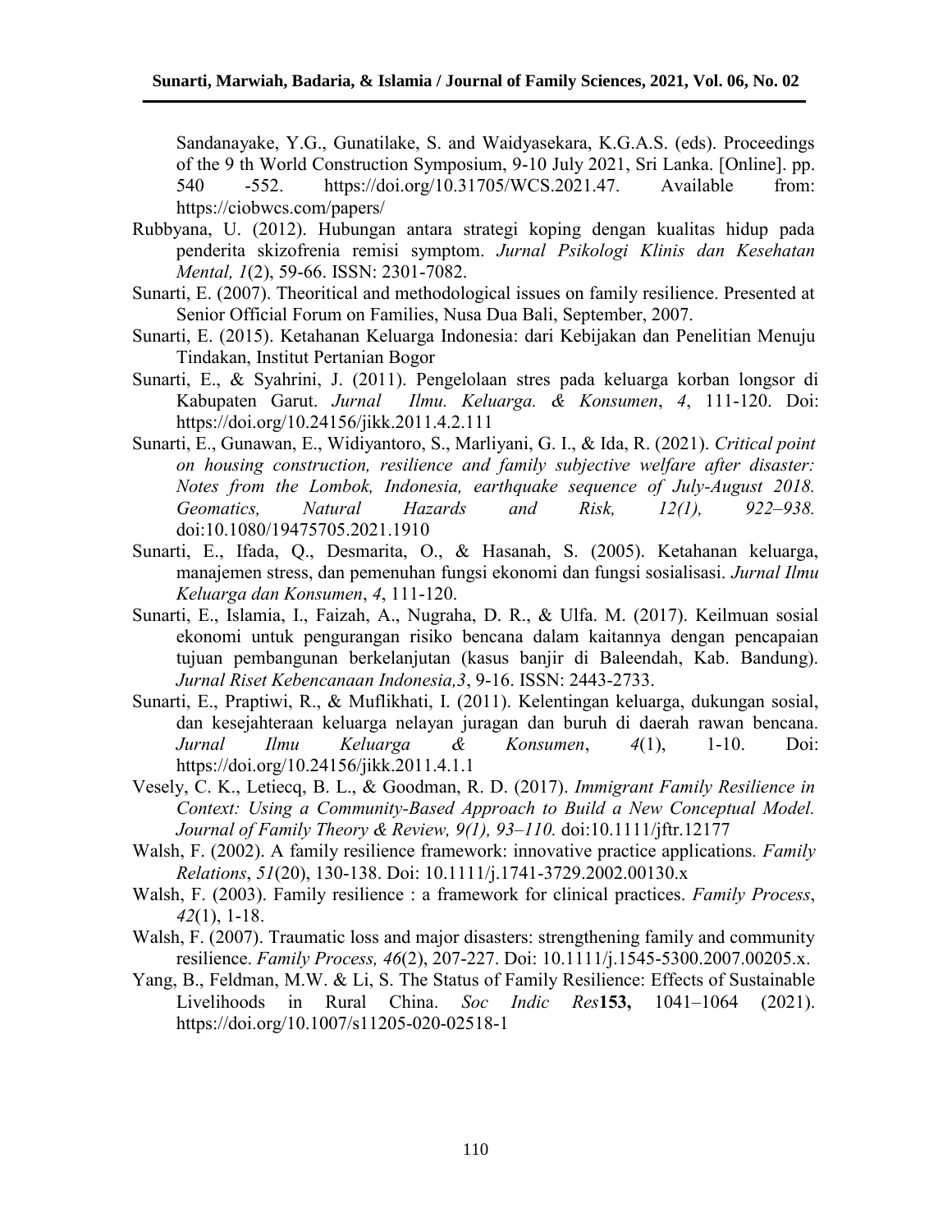Sandanayake, Y.G., Gunatilake, S. and Waidyasekara, K.G.A.S. (eds). Proceedings of the 9 th World Construction Symposium, 9-10 July 2021, Sri Lanka. [Online]. pp. 540 -552. https://doi.org/10.31705/WCS.2021.47. Available from: https://ciobwcs.com/papers/

Rubbyana, U. (2012). Hubungan antara strategi koping dengan kualitas hidup pada penderita skizofrenia remisi symptom. *Jurnal Psikologi Klinis dan Kesehatan Mental, 1*(2), 59-66. ISSN: 2301-7082.

Sunarti, E. (2007). Theoritical and methodological issues on family resilience. Presented at Senior Official Forum on Families, Nusa Dua Bali, September, 2007.

Sunarti, E. (2015). Ketahanan Keluarga Indonesia: dari Kebijakan dan Penelitian Menuju Tindakan, Institut Pertanian Bogor

Sunarti, E., & Syahrini, J. (2011). Pengelolaan stres pada keluarga korban longsor di Kabupaten Garut. *Jurnal Ilmu. Keluarga. & Konsumen*, *4*, 111-120. Doi: https://doi.org/10.24156/jikk.2011.4.2.111

Sunarti, E., Gunawan, E., Widiyantoro, S., Marliyani, G. I., & Ida, R. (2021). *Critical point on housing construction, resilience and family subjective welfare after disaster: Notes from the Lombok, Indonesia, earthquake sequence of July-August 2018. Geomatics, Natural Hazards and Risk, 12(1), 922–938.* doi:10.1080/19475705.2021.1910

Sunarti, E., Ifada, Q., Desmarita, O., & Hasanah, S. (2005). Ketahanan keluarga, manajemen stress, dan pemenuhan fungsi ekonomi dan fungsi sosialisasi. *Jurnal Ilmu Keluarga dan Konsumen*, *4*, 111-120.

Sunarti, E., Islamia, I., Faizah, A., Nugraha, D. R., & Ulfa. M. (2017). Keilmuan sosial ekonomi untuk pengurangan risiko bencana dalam kaitannya dengan pencapaian tujuan pembangunan berkelanjutan (kasus banjir di Baleendah, Kab. Bandung). *Jurnal Riset Kebencanaan Indonesia,3*, 9-16. ISSN: 2443-2733.

Sunarti, E., Praptiwi, R., & Muflikhati, I. (2011). Kelentingan keluarga, dukungan sosial, dan kesejahteraan keluarga nelayan juragan dan buruh di daerah rawan bencana. *Jurnal Ilmu Keluarga & Konsumen*, *4*(1), 1-10. Doi: https://doi.org/10.24156/jikk.2011.4.1.1

Vesely, C. K., Letiecq, B. L., & Goodman, R. D. (2017). *Immigrant Family Resilience in Context: Using a Community-Based Approach to Build a New Conceptual Model. Journal of Family Theory & Review, 9(1), 93–110.* doi:10.1111/jftr.12177

Walsh, F. (2002). A family resilience framework: innovative practice applications. *Family Relations*, *51*(20), 130-138. Doi: 10.1111/j.1741-3729.2002.00130.x

Walsh, F. (2003). Family resilience : a framework for clinical practices. *Family Process*, *42*(1), 1-18.

Walsh, F. (2007). Traumatic loss and major disasters: strengthening family and community resilience. *Family Process, 46*(2), 207-227. Doi: 10.1111/j.1545-5300.2007.00205.x.

Yang, B., Feldman, M.W. & Li, S. The Status of Family Resilience: Effects of Sustainable Livelihoods in Rural China. *Soc Indic Res* **153,** 1041–1064 (2021). https://doi.org/10.1007/s11205-020-02518-1